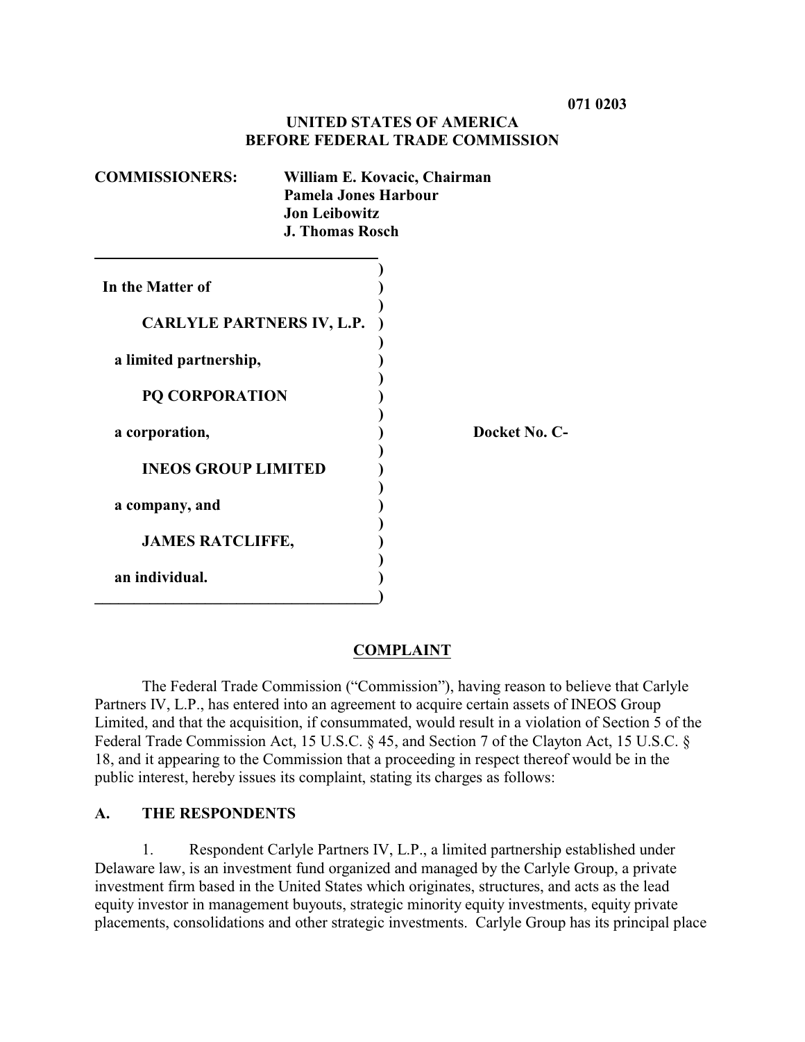**071 0203**

**UNITED STATES OF AMERICA**
**BEFORE FEDERAL TRADE COMMISSION**

**COMMISSIONERS:** **William E. Kovacic, Chairman**
**Pamela Jones Harbour**
**Jon Leibowitz**
**J. Thomas Rosch**

| | |
|---|---|
| **In the Matter of** | |
| **CARLYLE PARTNERS IV, L.P.** | |
| **a limited partnership,** | |
| **PQ CORPORATION** | |
| **a corporation,** | **Docket No. C-** |
| **INEOS GROUP LIMITED** | |
| **a company, and** | |
| **JAMES RATCLIFFE,** | |
| **an individual.** | |

## COMPLAINT

The Federal Trade Commission ("Commission"), having reason to believe that Carlyle Partners IV, L.P., has entered into an agreement to acquire certain assets of INEOS Group Limited, and that the acquisition, if consummated, would result in a violation of Section 5 of the Federal Trade Commission Act, 15 U.S.C. § 45, and Section 7 of the Clayton Act, 15 U.S.C. § 18, and it appearing to the Commission that a proceeding in respect thereof would be in the public interest, hereby issues its complaint, stating its charges as follows:

### A. THE RESPONDENTS

1. Respondent Carlyle Partners IV, L.P., a limited partnership established under Delaware law, is an investment fund organized and managed by the Carlyle Group, a private investment firm based in the United States which originates, structures, and acts as the lead equity investor in management buyouts, strategic minority equity investments, equity private placements, consolidations and other strategic investments. Carlyle Group has its principal place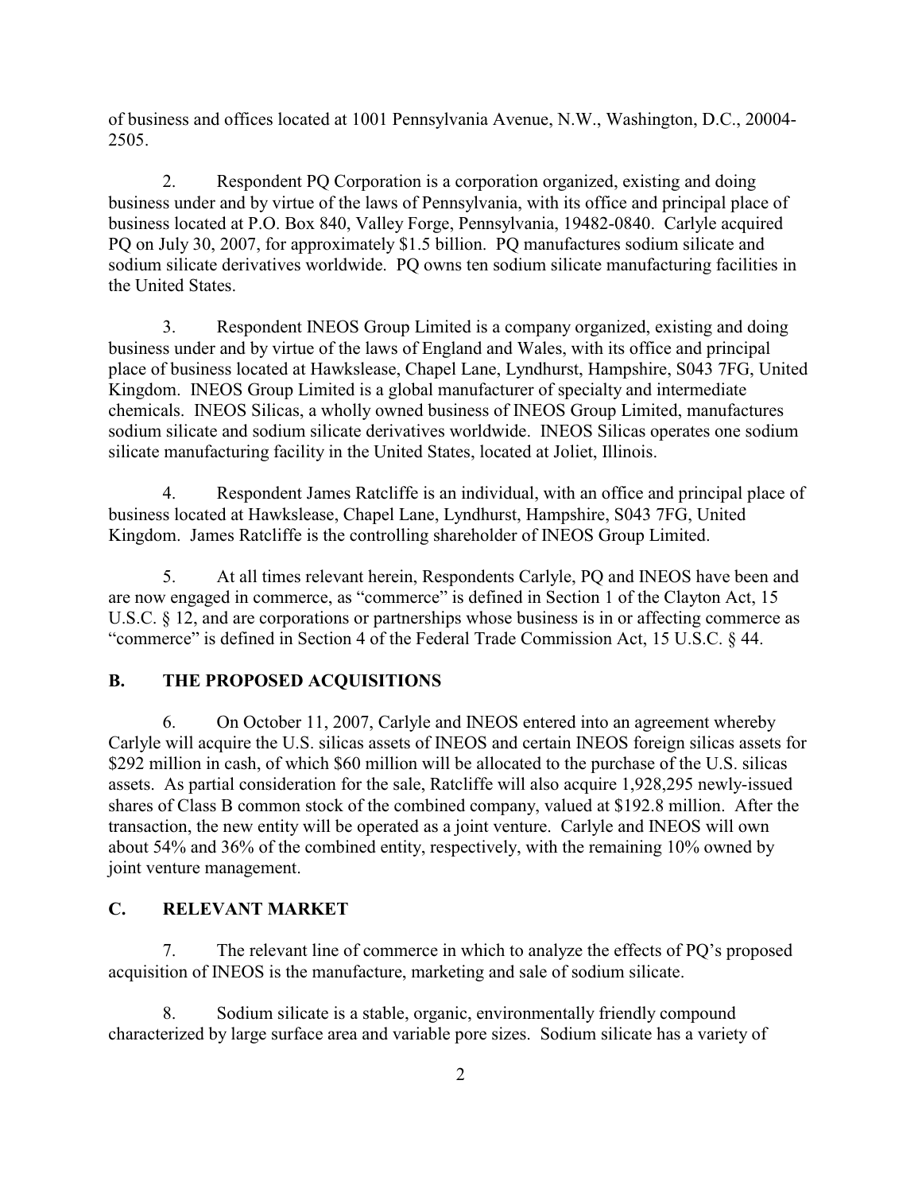of business and offices located at 1001 Pennsylvania Avenue, N.W., Washington, D.C., 20004-2505.

2. Respondent PQ Corporation is a corporation organized, existing and doing business under and by virtue of the laws of Pennsylvania, with its office and principal place of business located at P.O. Box 840, Valley Forge, Pennsylvania, 19482-0840. Carlyle acquired PQ on July 30, 2007, for approximately $1.5 billion. PQ manufactures sodium silicate and sodium silicate derivatives worldwide. PQ owns ten sodium silicate manufacturing facilities in the United States.

3. Respondent INEOS Group Limited is a company organized, existing and doing business under and by virtue of the laws of England and Wales, with its office and principal place of business located at Hawkslease, Chapel Lane, Lyndhurst, Hampshire, S043 7FG, United Kingdom. INEOS Group Limited is a global manufacturer of specialty and intermediate chemicals. INEOS Silicas, a wholly owned business of INEOS Group Limited, manufactures sodium silicate and sodium silicate derivatives worldwide. INEOS Silicas operates one sodium silicate manufacturing facility in the United States, located at Joliet, Illinois.

4. Respondent James Ratcliffe is an individual, with an office and principal place of business located at Hawkslease, Chapel Lane, Lyndhurst, Hampshire, S043 7FG, United Kingdom. James Ratcliffe is the controlling shareholder of INEOS Group Limited.

5. At all times relevant herein, Respondents Carlyle, PQ and INEOS have been and are now engaged in commerce, as "commerce" is defined in Section 1 of the Clayton Act, 15 U.S.C. § 12, and are corporations or partnerships whose business is in or affecting commerce as "commerce" is defined in Section 4 of the Federal Trade Commission Act, 15 U.S.C. § 44.

## B. THE PROPOSED ACQUISITIONS

6. On October 11, 2007, Carlyle and INEOS entered into an agreement whereby Carlyle will acquire the U.S. silicas assets of INEOS and certain INEOS foreign silicas assets for $292 million in cash, of which $60 million will be allocated to the purchase of the U.S. silicas assets. As partial consideration for the sale, Ratcliffe will also acquire 1,928,295 newly-issued shares of Class B common stock of the combined company, valued at $192.8 million. After the transaction, the new entity will be operated as a joint venture. Carlyle and INEOS will own about 54% and 36% of the combined entity, respectively, with the remaining 10% owned by joint venture management.

## C. RELEVANT MARKET

7. The relevant line of commerce in which to analyze the effects of PQ's proposed acquisition of INEOS is the manufacture, marketing and sale of sodium silicate.

8. Sodium silicate is a stable, organic, environmentally friendly compound characterized by large surface area and variable pore sizes. Sodium silicate has a variety of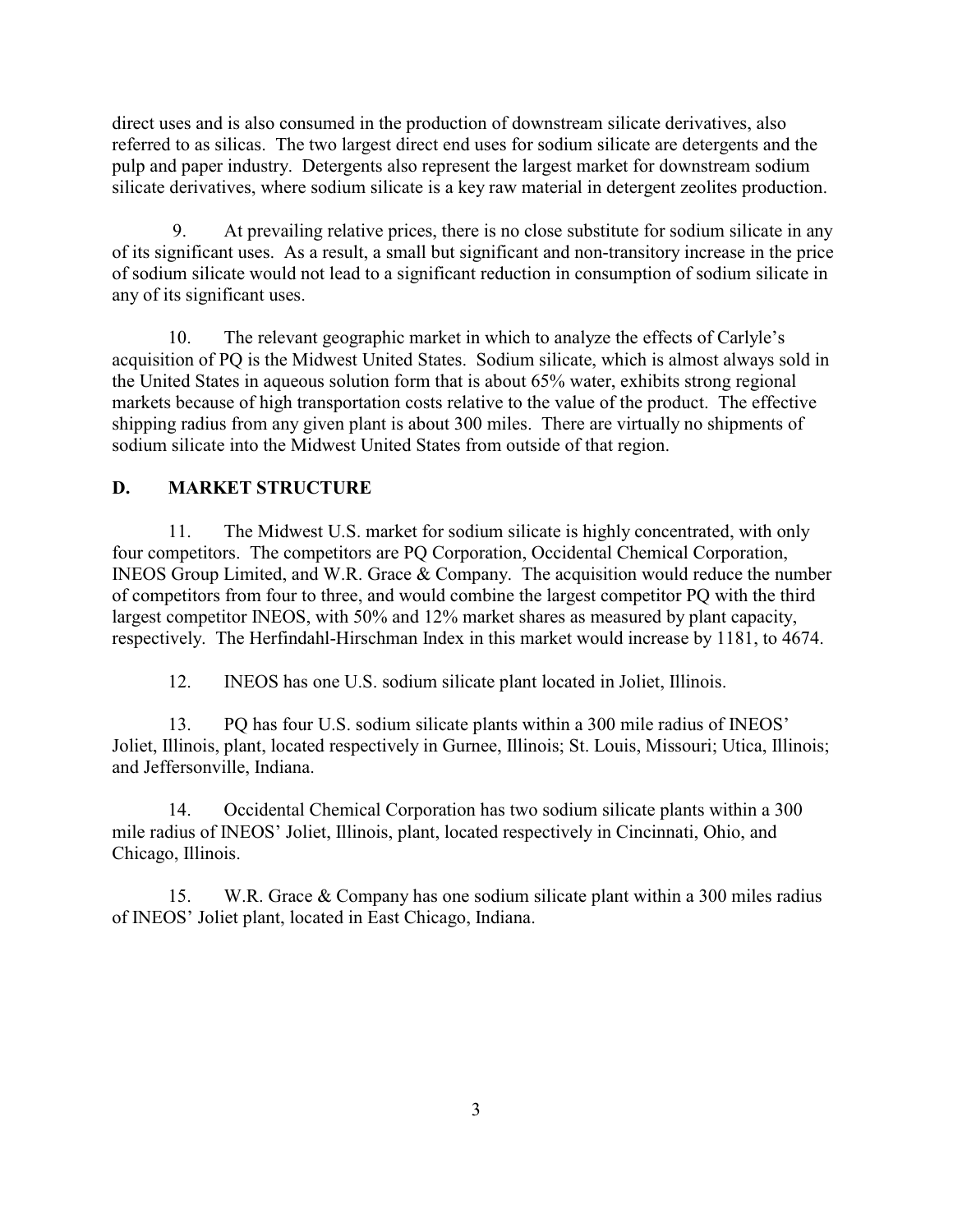direct uses and is also consumed in the production of downstream silicate derivatives, also referred to as silicas. The two largest direct end uses for sodium silicate are detergents and the pulp and paper industry. Detergents also represent the largest market for downstream sodium silicate derivatives, where sodium silicate is a key raw material in detergent zeolites production.

9. At prevailing relative prices, there is no close substitute for sodium silicate in any of its significant uses. As a result, a small but significant and non-transitory increase in the price of sodium silicate would not lead to a significant reduction in consumption of sodium silicate in any of its significant uses.

10. The relevant geographic market in which to analyze the effects of Carlyle's acquisition of PQ is the Midwest United States. Sodium silicate, which is almost always sold in the United States in aqueous solution form that is about 65% water, exhibits strong regional markets because of high transportation costs relative to the value of the product. The effective shipping radius from any given plant is about 300 miles. There are virtually no shipments of sodium silicate into the Midwest United States from outside of that region.

## D. MARKET STRUCTURE

11. The Midwest U.S. market for sodium silicate is highly concentrated, with only four competitors. The competitors are PQ Corporation, Occidental Chemical Corporation, INEOS Group Limited, and W.R. Grace & Company. The acquisition would reduce the number of competitors from four to three, and would combine the largest competitor PQ with the third largest competitor INEOS, with 50% and 12% market shares as measured by plant capacity, respectively. The Herfindahl-Hirschman Index in this market would increase by 1181, to 4674.

12. INEOS has one U.S. sodium silicate plant located in Joliet, Illinois.

13. PQ has four U.S. sodium silicate plants within a 300 mile radius of INEOS' Joliet, Illinois, plant, located respectively in Gurnee, Illinois; St. Louis, Missouri; Utica, Illinois; and Jeffersonville, Indiana.

14. Occidental Chemical Corporation has two sodium silicate plants within a 300 mile radius of INEOS' Joliet, Illinois, plant, located respectively in Cincinnati, Ohio, and Chicago, Illinois.

15. W.R. Grace & Company has one sodium silicate plant within a 300 miles radius of INEOS' Joliet plant, located in East Chicago, Indiana.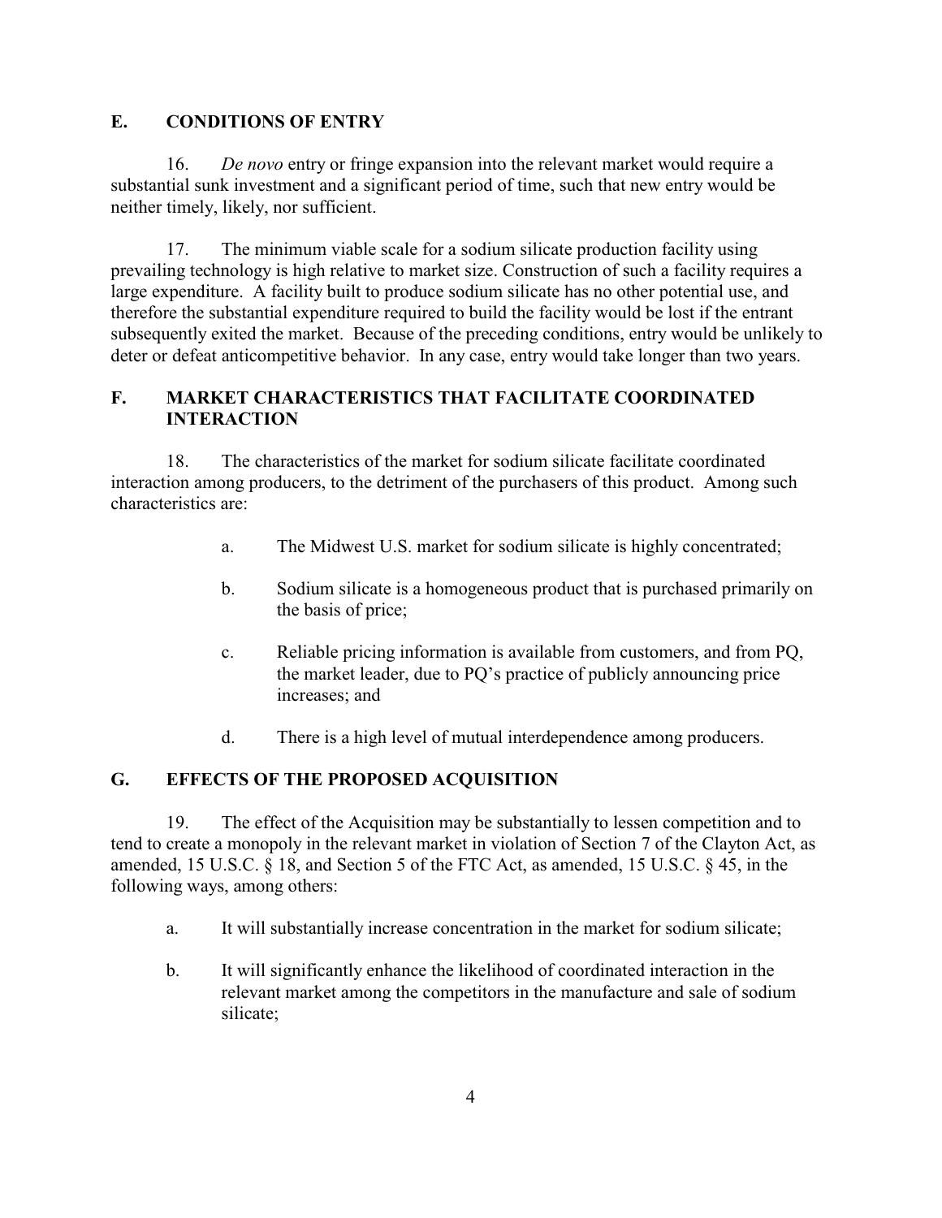## E. CONDITIONS OF ENTRY

16. *De novo* entry or fringe expansion into the relevant market would require a substantial sunk investment and a significant period of time, such that new entry would be neither timely, likely, nor sufficient.

17. The minimum viable scale for a sodium silicate production facility using prevailing technology is high relative to market size. Construction of such a facility requires a large expenditure. A facility built to produce sodium silicate has no other potential use, and therefore the substantial expenditure required to build the facility would be lost if the entrant subsequently exited the market. Because of the preceding conditions, entry would be unlikely to deter or defeat anticompetitive behavior. In any case, entry would take longer than two years.

## F. MARKET CHARACTERISTICS THAT FACILITATE COORDINATED INTERACTION

18. The characteristics of the market for sodium silicate facilitate coordinated interaction among producers, to the detriment of the purchasers of this product. Among such characteristics are:

a. The Midwest U.S. market for sodium silicate is highly concentrated;

b. Sodium silicate is a homogeneous product that is purchased primarily on the basis of price;

c. Reliable pricing information is available from customers, and from PQ, the market leader, due to PQ's practice of publicly announcing price increases; and

d. There is a high level of mutual interdependence among producers.

## G. EFFECTS OF THE PROPOSED ACQUISITION

19. The effect of the Acquisition may be substantially to lessen competition and to tend to create a monopoly in the relevant market in violation of Section 7 of the Clayton Act, as amended, 15 U.S.C. § 18, and Section 5 of the FTC Act, as amended, 15 U.S.C. § 45, in the following ways, among others:

a. It will substantially increase concentration in the market for sodium silicate;

b. It will significantly enhance the likelihood of coordinated interaction in the relevant market among the competitors in the manufacture and sale of sodium silicate;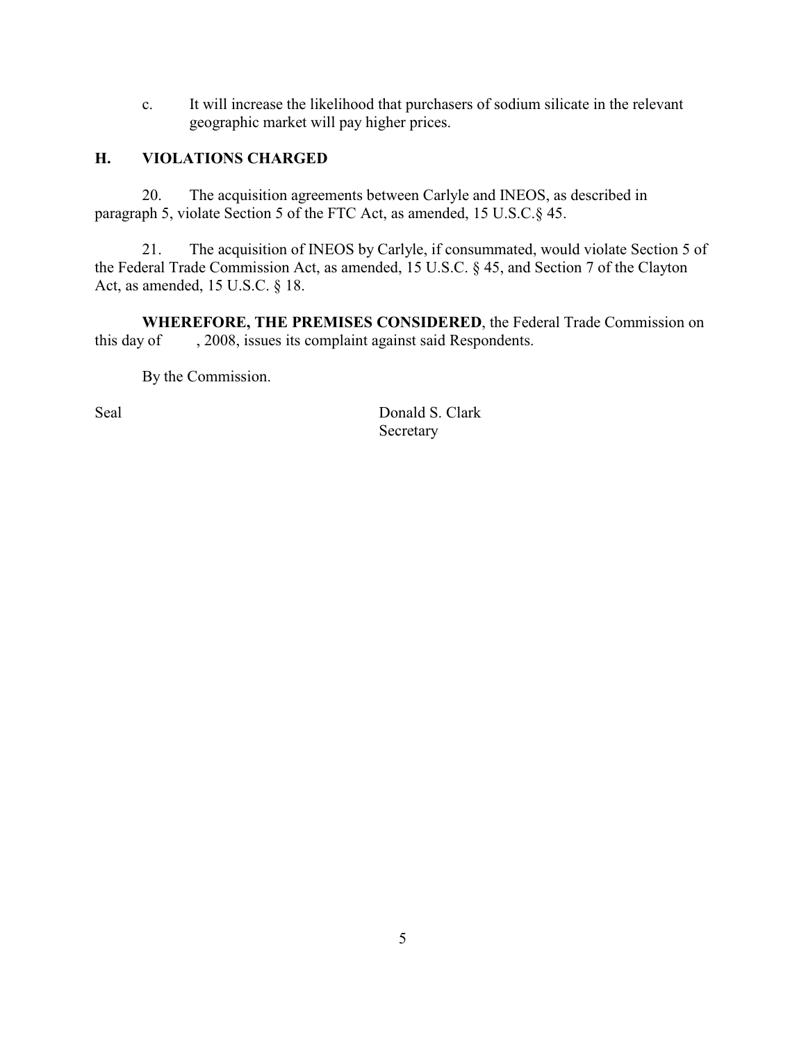c. It will increase the likelihood that purchasers of sodium silicate in the relevant geographic market will pay higher prices.

## H. VIOLATIONS CHARGED

20. The acquisition agreements between Carlyle and INEOS, as described in paragraph 5, violate Section 5 of the FTC Act, as amended, 15 U.S.C.§ 45.

21. The acquisition of INEOS by Carlyle, if consummated, would violate Section 5 of the Federal Trade Commission Act, as amended, 15 U.S.C. § 45, and Section 7 of the Clayton Act, as amended, 15 U.S.C. § 18.

**WHEREFORE, THE PREMISES CONSIDERED**, the Federal Trade Commission on this day of , 2008, issues its complaint against said Respondents.

By the Commission.

Seal

Donald S. Clark
Secretary